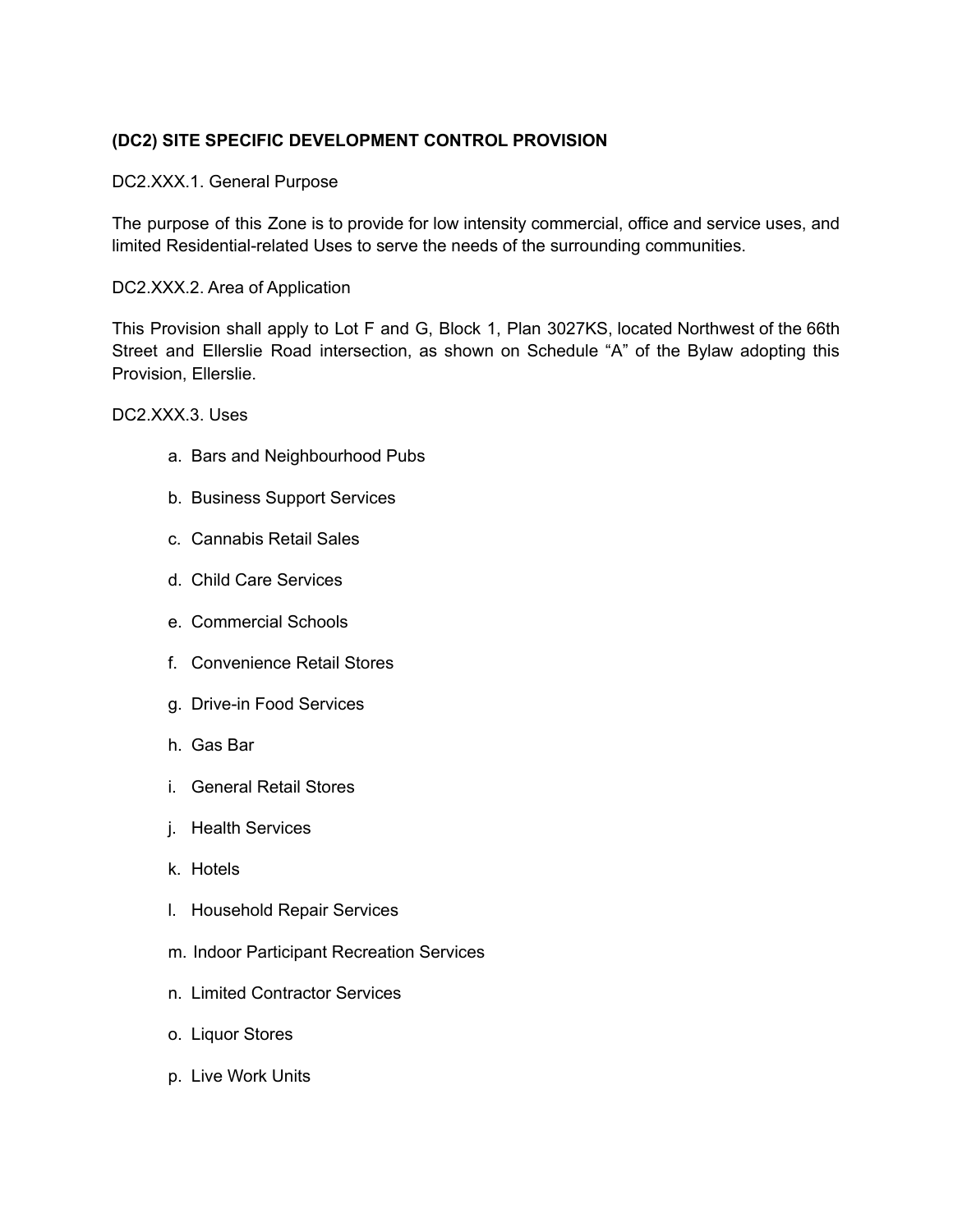**(DC2) SITE SPECIFIC DEVELOPMENT CONTROL PROVISION**

DC2.XXX.1. General Purpose

The purpose of this Zone is to provide for low intensity commercial, office and service uses, and limited Residential-related Uses to serve the needs of the surrounding communities.

DC2.XXX.2. Area of Application

This Provision shall apply to Lot F and G, Block 1, Plan 3027KS, located Northwest of the 66th Street and Ellerslie Road intersection, as shown on Schedule "A" of the Bylaw adopting this Provision, Ellerslie.

DC2.XXX.3. Uses

a. Bars and Neighbourhood Pubs

b. Business Support Services

c. Cannabis Retail Sales

d. Child Care Services

e. Commercial Schools

f. Convenience Retail Stores

g. Drive-in Food Services

h. Gas Bar

i. General Retail Stores

j. Health Services

k. Hotels

l. Household Repair Services

m. Indoor Participant Recreation Services

n. Limited Contractor Services

o. Liquor Stores

p. Live Work Units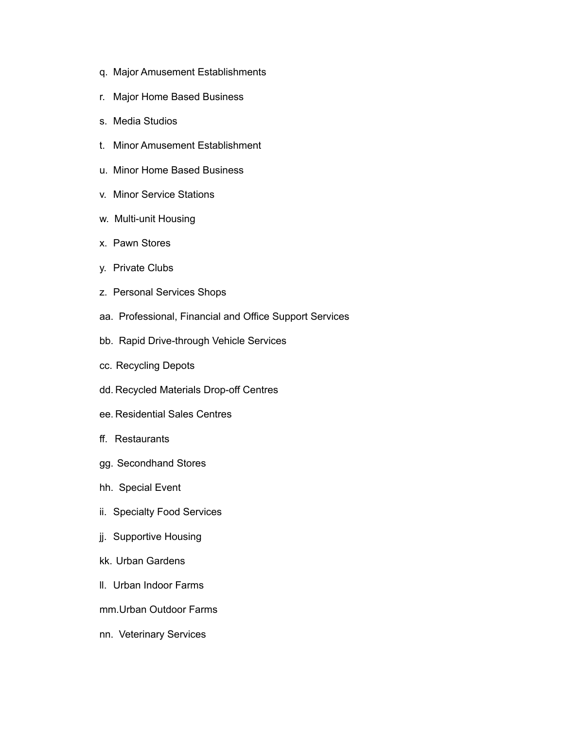q. Major Amusement Establishments

r. Major Home Based Business

s. Media Studios

t. Minor Amusement Establishment

u. Minor Home Based Business

v. Minor Service Stations

w. Multi-unit Housing

x. Pawn Stores

y. Private Clubs

z. Personal Services Shops

aa. Professional, Financial and Office Support Services

bb. Rapid Drive-through Vehicle Services

cc. Recycling Depots

dd. Recycled Materials Drop-off Centres

ee. Residential Sales Centres

ff. Restaurants

gg. Secondhand Stores

hh. Special Event

ii. Specialty Food Services

jj. Supportive Housing

kk. Urban Gardens

ll. Urban Indoor Farms

mm. Urban Outdoor Farms

nn. Veterinary Services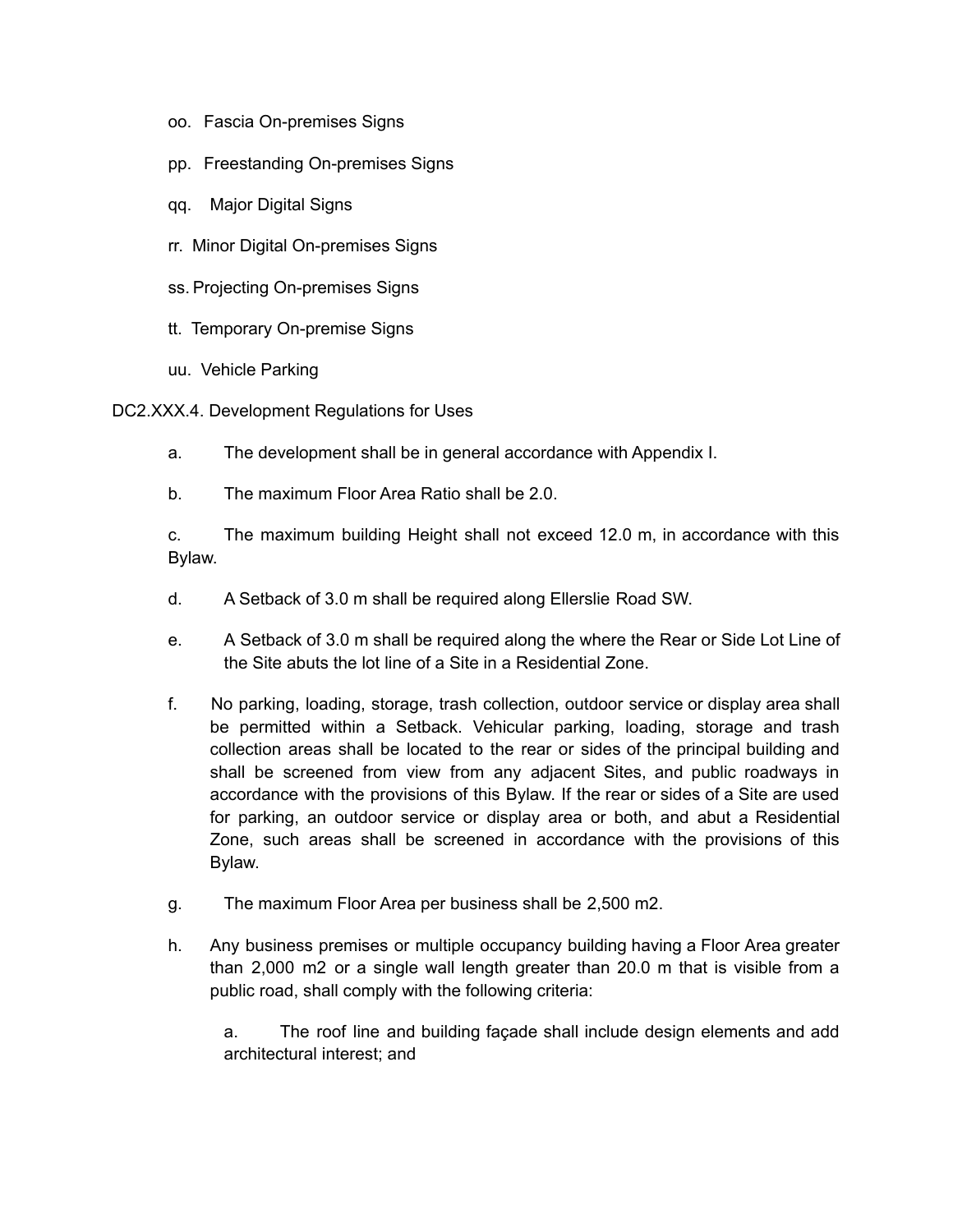oo. Fascia On-premises Signs

pp. Freestanding On-premises Signs

qq. Major Digital Signs

rr. Minor Digital On-premises Signs

ss. Projecting On-premises Signs

tt. Temporary On-premise Signs

uu. Vehicle Parking

DC2.XXX.4. Development Regulations for Uses

a. The development shall be in general accordance with Appendix I.

b. The maximum Floor Area Ratio shall be 2.0.

c. The maximum building Height shall not exceed 12.0 m, in accordance with this Bylaw.

d. A Setback of 3.0 m shall be required along Ellerslie Road SW.

e. A Setback of 3.0 m shall be required along the where the Rear or Side Lot Line of the Site abuts the lot line of a Site in a Residential Zone.

f. No parking, loading, storage, trash collection, outdoor service or display area shall be permitted within a Setback. Vehicular parking, loading, storage and trash collection areas shall be located to the rear or sides of the principal building and shall be screened from view from any adjacent Sites, and public roadways in accordance with the provisions of this Bylaw. If the rear or sides of a Site are used for parking, an outdoor service or display area or both, and abut a Residential Zone, such areas shall be screened in accordance with the provisions of this Bylaw.

g. The maximum Floor Area per business shall be 2,500 m2.

h. Any business premises or multiple occupancy building having a Floor Area greater than 2,000 m2 or a single wall length greater than 20.0 m that is visible from a public road, shall comply with the following criteria:

   a. The roof line and building façade shall include design elements and add architectural interest; and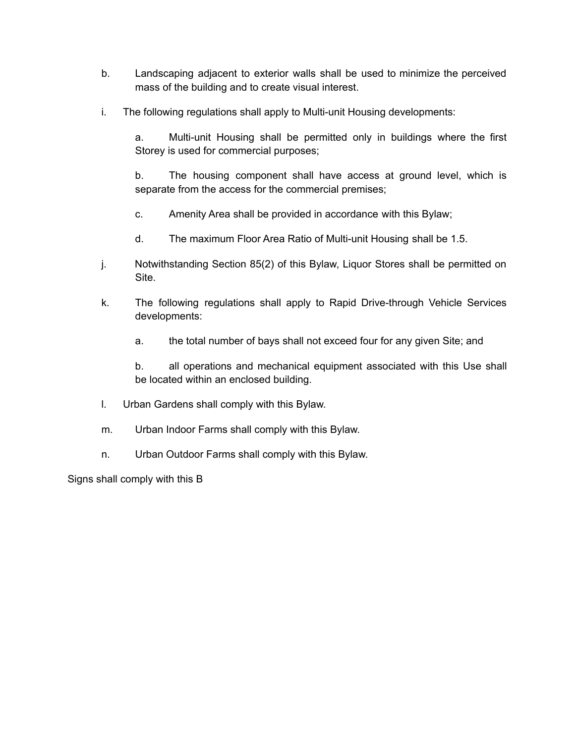b. Landscaping adjacent to exterior walls shall be used to minimize the perceived mass of the building and to create visual interest.

i. The following regulations shall apply to Multi-unit Housing developments:

a. Multi-unit Housing shall be permitted only in buildings where the first Storey is used for commercial purposes;

b. The housing component shall have access at ground level, which is separate from the access for the commercial premises;

c. Amenity Area shall be provided in accordance with this Bylaw;

d. The maximum Floor Area Ratio of Multi-unit Housing shall be 1.5.

j. Notwithstanding Section 85(2) of this Bylaw, Liquor Stores shall be permitted on Site.

k. The following regulations shall apply to Rapid Drive-through Vehicle Services developments:

a. the total number of bays shall not exceed four for any given Site; and

b. all operations and mechanical equipment associated with this Use shall be located within an enclosed building.

l. Urban Gardens shall comply with this Bylaw.

m. Urban Indoor Farms shall comply with this Bylaw.

n. Urban Outdoor Farms shall comply with this Bylaw.

Signs shall comply with this B